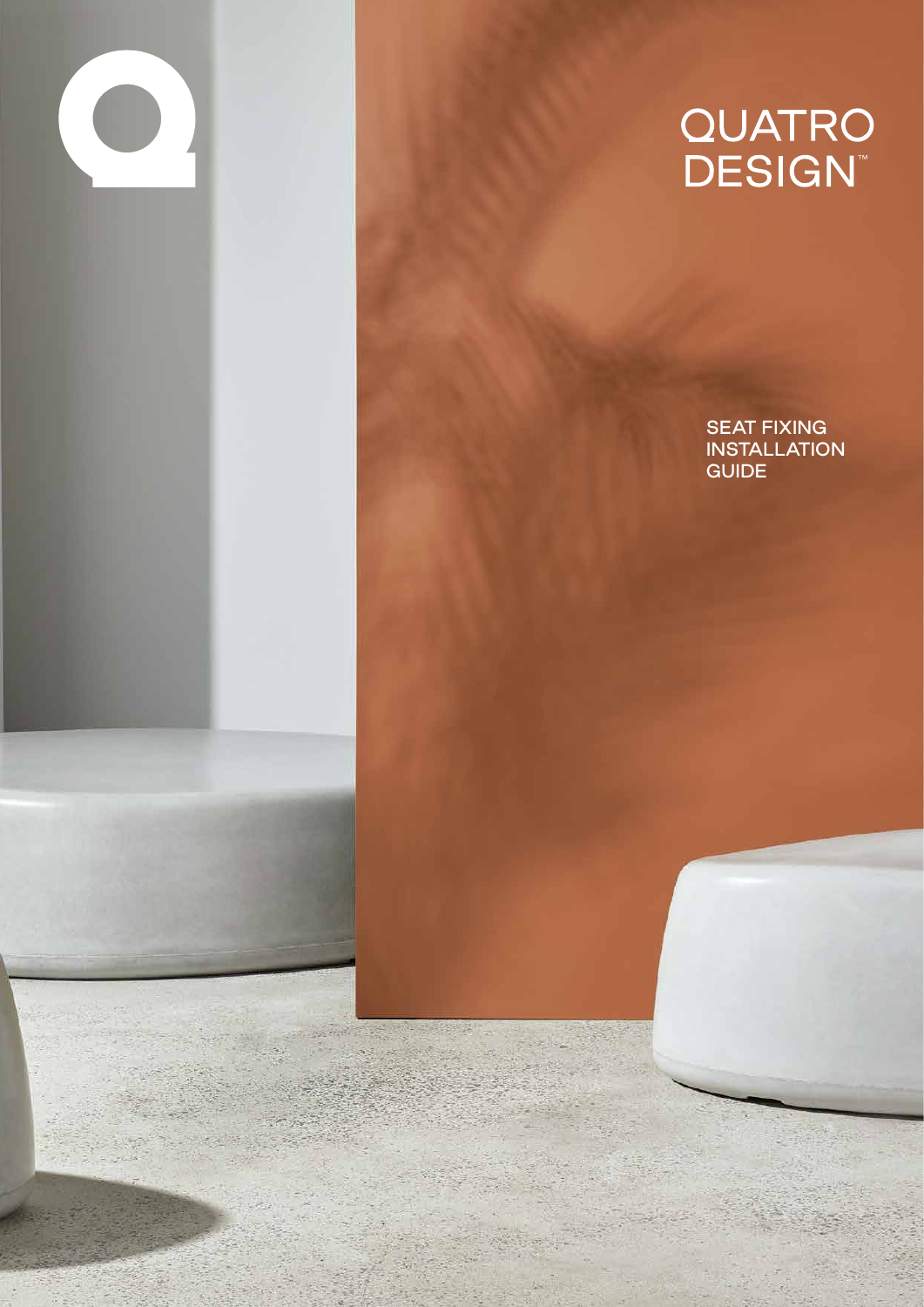# QUATRO DESIGN™

SEAT FIXING INSTALLATION GUIDE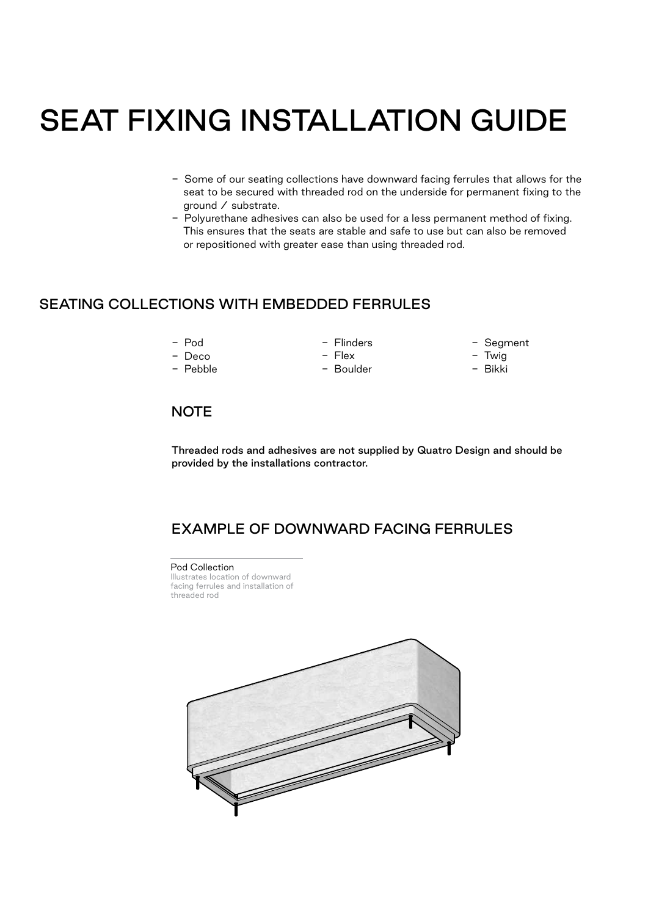# SEAT FIXING INSTALLATION GUIDE

- Some of our seating collections have downward facing ferrules that allows for the seat to be secured with threaded rod on the underside for permanent fixing to the ground / substrate.
- Polyurethane adhesives can also be used for a less permanent method of fixing. This ensures that the seats are stable and safe to use but can also be removed or repositioned with greater ease than using threaded rod.

## SEATING COLLECTIONS WITH EMBEDDED FERRULES

- Pod
- Deco
- Pebble
- Flinders
- Flex
- Boulder
- Segment
- Twig
- Bikki

## NOTE

**Threaded rods and adhesives are not supplied by Quatro Design and should be provided by the installations contractor.**

## EXAMPLE OF DOWNWARD FACING FERRULES

Pod Collection
Illustrates location of downward facing ferrules and installation of threaded rod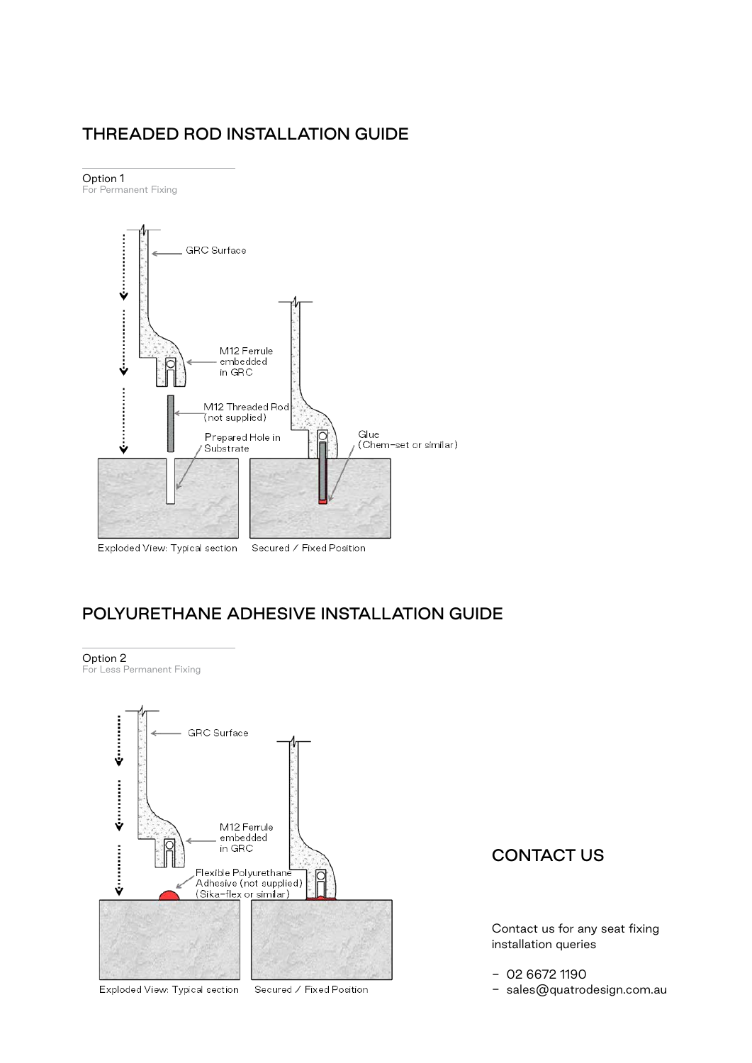## THREADED ROD INSTALLATION GUIDE

Option 1
For Permanent Fixing

GRC Surface

M12 Ferrule embedded in GRC

M12 Threaded Rod (not supplied)

Prepared Hole in Substrate

Glue (Chem-set or similar)

Exploded View: Typical section

Secured / Fixed Position

## POLYURETHANE ADHESIVE INSTALLATION GUIDE

Option 2
For Less Permanent Fixing

GRC Surface

M12 Ferrule embedded in GRC

Flexible Polyurethane Adhesive (not supplied) (Sika-flex or similar)

Exploded View: Typical section

Secured / Fixed Position

## CONTACT US

Contact us for any seat fixing installation queries

- 02 6672 1190
- sales@quatrodesign.com.au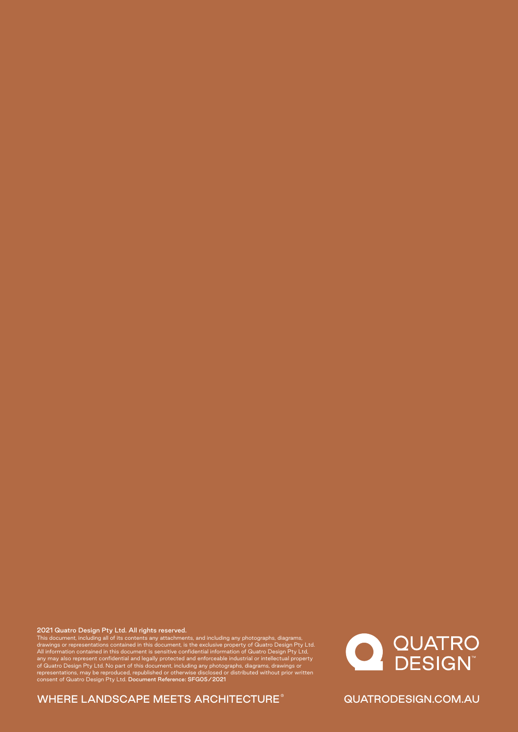**2021 Quatro Design Pty Ltd. All rights reserved.**

This document, including all of its contents any attachments, and including any photographs, diagrams, drawings or representations contained in this document, is the exclusive property of Quatro Design Pty Ltd. All information contained in this document is sensitive confidential information of Quatro Design Pty Ltd, any may also represent confidential and legally protected and enforceable industrial or intellectual property of Quatro Design Pty Ltd. No part of this document, including any photographs, diagrams, drawings or representations, may be reproduced, republished or otherwise disclosed or distributed without prior written consent of Quatro Design Pty Ltd. **Document Reference: SFG05/2021**

QUATRO DESIGN™

WHERE LANDSCAPE MEETS ARCHITECTURE®

QUATRODESIGN.COM.AU